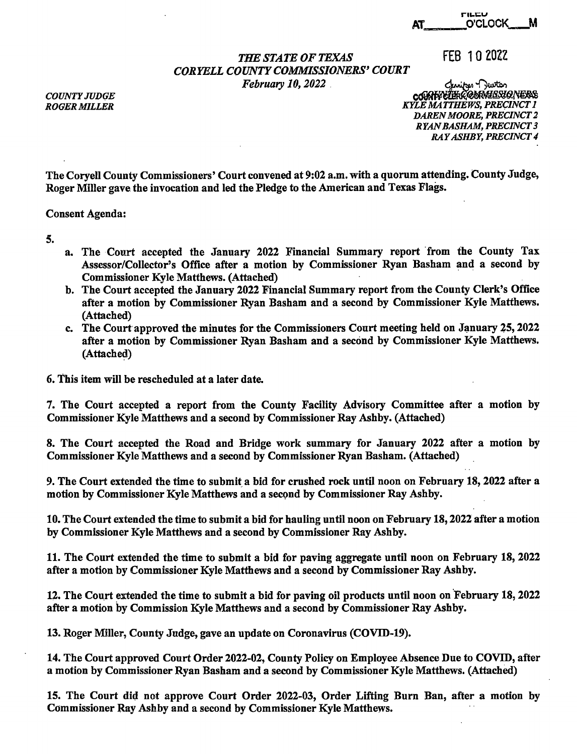FILED AT\_\_\_\_\_\_O'CLOCK\_\_\_M

FEB 10 2022

Jennifer Juston
COUNTY CLERK, CORYELL CO., TEXAS

*THE STATE OF TEXAS*
*CORYELL COUNTY COMMISSIONERS' COURT*
*February 10, 2022*

*COUNTY JUDGE*
*ROGER MILLER*

*COMMISSIONERS*
*KYLE MATTHEWS, PRECINCT 1*
*DAREN MOORE, PRECINCT 2*
*RYAN BASHAM, PRECINCT 3*
*RAY ASHBY, PRECINCT 4*

**The Coryell County Commissioners' Court convened at 9:02 a.m. with a quorum attending. County Judge, Roger Miller gave the invocation and led the Pledge to the American and Texas Flags.**

**Consent Agenda:**

**5.**

- **a. The Court accepted the January 2022 Financial Summary report from the County Tax Assessor/Collector's Office after a motion by Commissioner Ryan Basham and a second by Commissioner Kyle Matthews. (Attached)**
- **b. The Court accepted the January 2022 Financial Summary report from the County Clerk's Office after a motion by Commissioner Ryan Basham and a second by Commissioner Kyle Matthews. (Attached)**
- **c. The Court approved the minutes for the Commissioners Court meeting held on January 25, 2022 after a motion by Commissioner Ryan Basham and a second by Commissioner Kyle Matthews. (Attached)**

**6. This item will be rescheduled at a later date.**

**7. The Court accepted a report from the County Facility Advisory Committee after a motion by Commissioner Kyle Matthews and a second by Commissioner Ray Ashby. (Attached)**

**8. The Court accepted the Road and Bridge work summary for January 2022 after a motion by Commissioner Kyle Matthews and a second by Commissioner Ryan Basham. (Attached)**

**9. The Court extended the time to submit a bid for crushed rock until noon on February 18, 2022 after a motion by Commissioner Kyle Matthews and a second by Commissioner Ray Ashby.**

**10. The Court extended the time to submit a bid for hauling until noon on February 18, 2022 after a motion by Commissioner Kyle Matthews and a second by Commissioner Ray Ashby.**

**11. The Court extended the time to submit a bid for paving aggregate until noon on February 18, 2022 after a motion by Commissioner Kyle Matthews and a second by Commissioner Ray Ashby.**

**12. The Court extended the time to submit a bid for paving oil products until noon on February 18, 2022 after a motion by Commission Kyle Matthews and a second by Commissioner Ray Ashby.**

**13. Roger Miller, County Judge, gave an update on Coronavirus (COVID-19).**

**14. The Court approved Court Order 2022-02, County Policy on Employee Absence Due to COVID, after a motion by Commissioner Ryan Basham and a second by Commissioner Kyle Matthews. (Attached)**

**15. The Court did not approve Court Order 2022-03, Order Lifting Burn Ban, after a motion by Commissioner Ray Ashby and a second by Commissioner Kyle Matthews.**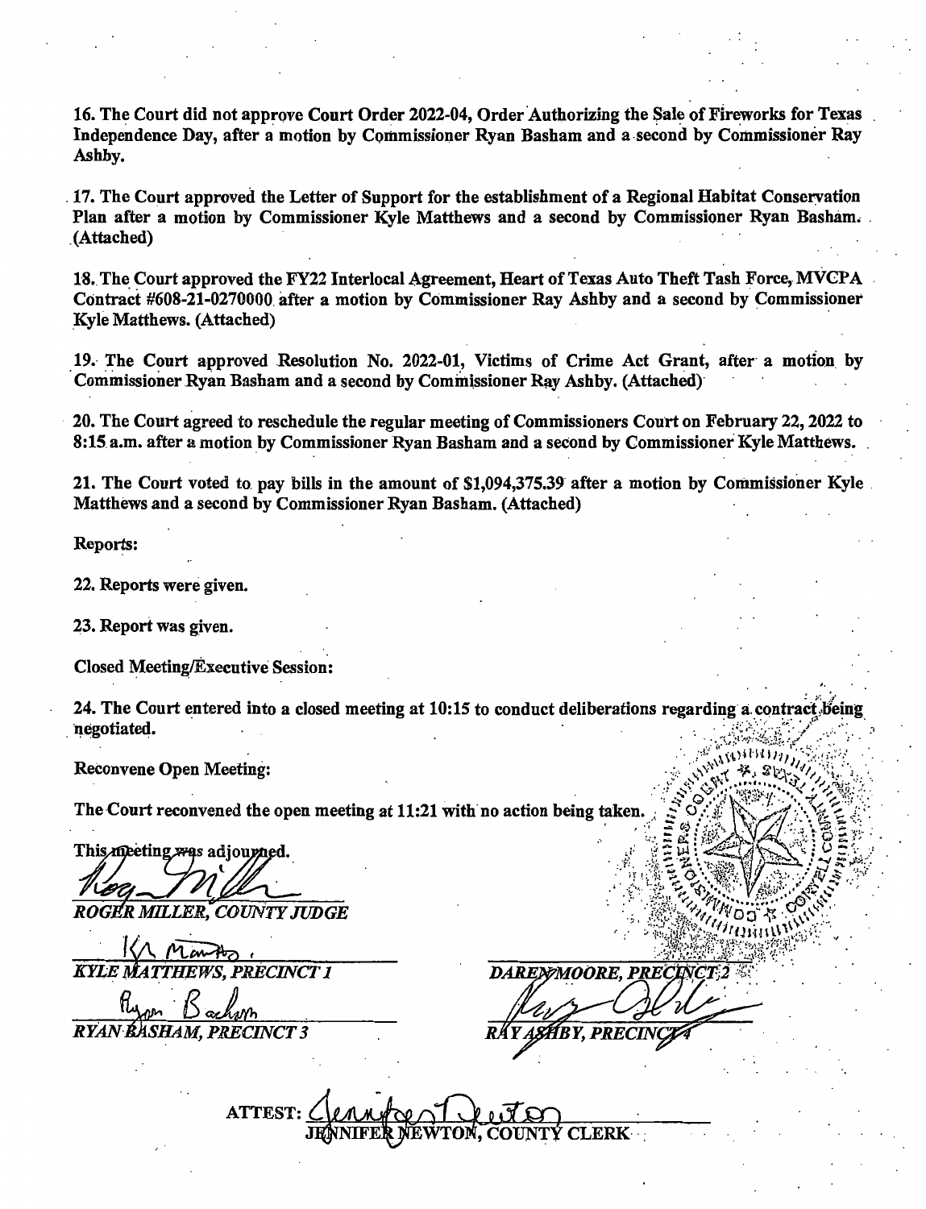16. The Court did not approve Court Order 2022-04, Order Authorizing the Sale of Fireworks for Texas Independence Day, after a motion by Commissioner Ryan Basham and a second by Commissioner Ray Ashby.

17. The Court approved the Letter of Support for the establishment of a Regional Habitat Conservation Plan after a motion by Commissioner Kyle Matthews and a second by Commissioner Ryan Basham. (Attached)

18. The Court approved the FY22 Interlocal Agreement, Heart of Texas Auto Theft Tash Force, MVCPA Contract #608-21-0270000 after a motion by Commissioner Ray Ashby and a second by Commissioner Kyle Matthews. (Attached)

19. The Court approved Resolution No. 2022-01, Victims of Crime Act Grant, after a motion by Commissioner Ryan Basham and a second by Commissioner Ray Ashby. (Attached)

20. The Court agreed to reschedule the regular meeting of Commissioners Court on February 22, 2022 to 8:15 a.m. after a motion by Commissioner Ryan Basham and a second by Commissioner Kyle Matthews.

21. The Court voted to pay bills in the amount of $1,094,375.39 after a motion by Commissioner Kyle Matthews and a second by Commissioner Ryan Basham. (Attached)

Reports:

22. Reports were given.

23. Report was given.

Closed Meeting/Executive Session:

24. The Court entered into a closed meeting at 10:15 to conduct deliberations regarding a contract being negotiated.

Reconvene Open Meeting:

The Court reconvened the open meeting at 11:21 with no action being taken.

This meeting was adjourned.

*ROGER MILLER, COUNTY JUDGE*

*KYLE MATTHEWS, PRECINCT 1*

*DAREN MOORE, PRECINCT 2*

*RYAN BASHAM, PRECINCT 3*

*RAY ASHBY, PRECINCT 4*

ATTEST:
JENNIFER NEWTON, COUNTY CLERK